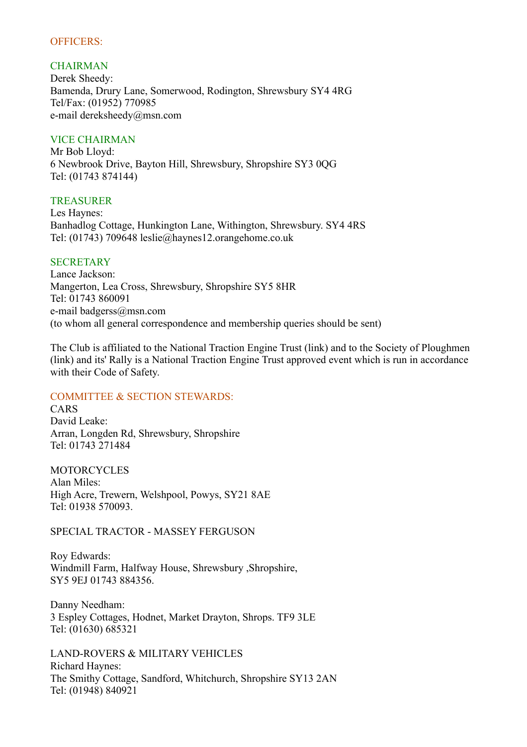## OFFICERS:

### CHAIRMAN

Derek Sheedy:
Bamenda, Drury Lane, Somerwood, Rodington, Shrewsbury SY4 4RG
Tel/Fax: (01952) 770985
e-mail dereksheedy@msn.com

### VICE CHAIRMAN

Mr Bob Lloyd:
6 Newbrook Drive, Bayton Hill, Shrewsbury, Shropshire SY3 0QG
Tel: (01743 874144)

### TREASURER

Les Haynes:
Banhadlog Cottage, Hunkington Lane, Withington, Shrewsbury. SY4 4RS
Tel: (01743) 709648 leslie@haynes12.orangehome.co.uk

### SECRETARY

Lance Jackson:
Mangerton, Lea Cross, Shrewsbury, Shropshire SY5 8HR
Tel: 01743 860091
e-mail badgerss@msn.com
(to whom all general correspondence and membership queries should be sent)

The Club is affiliated to the National Traction Engine Trust (link) and to the Society of Ploughmen (link) and its' Rally is a National Traction Engine Trust approved event which is run in accordance with their Code of Safety.

## COMMITTEE & SECTION STEWARDS:

CARS
David Leake:
Arran, Longden Rd, Shrewsbury, Shropshire
Tel: 01743 271484

MOTORCYCLES
Alan Miles:
High Acre, Trewern, Welshpool, Powys, SY21 8AE
Tel: 01938 570093.

SPECIAL TRACTOR - MASSEY FERGUSON

Roy Edwards:
Windmill Farm, Halfway House, Shrewsbury ,Shropshire,
SY5 9EJ 01743 884356.

Danny Needham:
3 Espley Cottages, Hodnet, Market Drayton, Shrops. TF9 3LE
Tel: (01630) 685321

LAND-ROVERS & MILITARY VEHICLES
Richard Haynes:
The Smithy Cottage, Sandford, Whitchurch, Shropshire SY13 2AN
Tel: (01948) 840921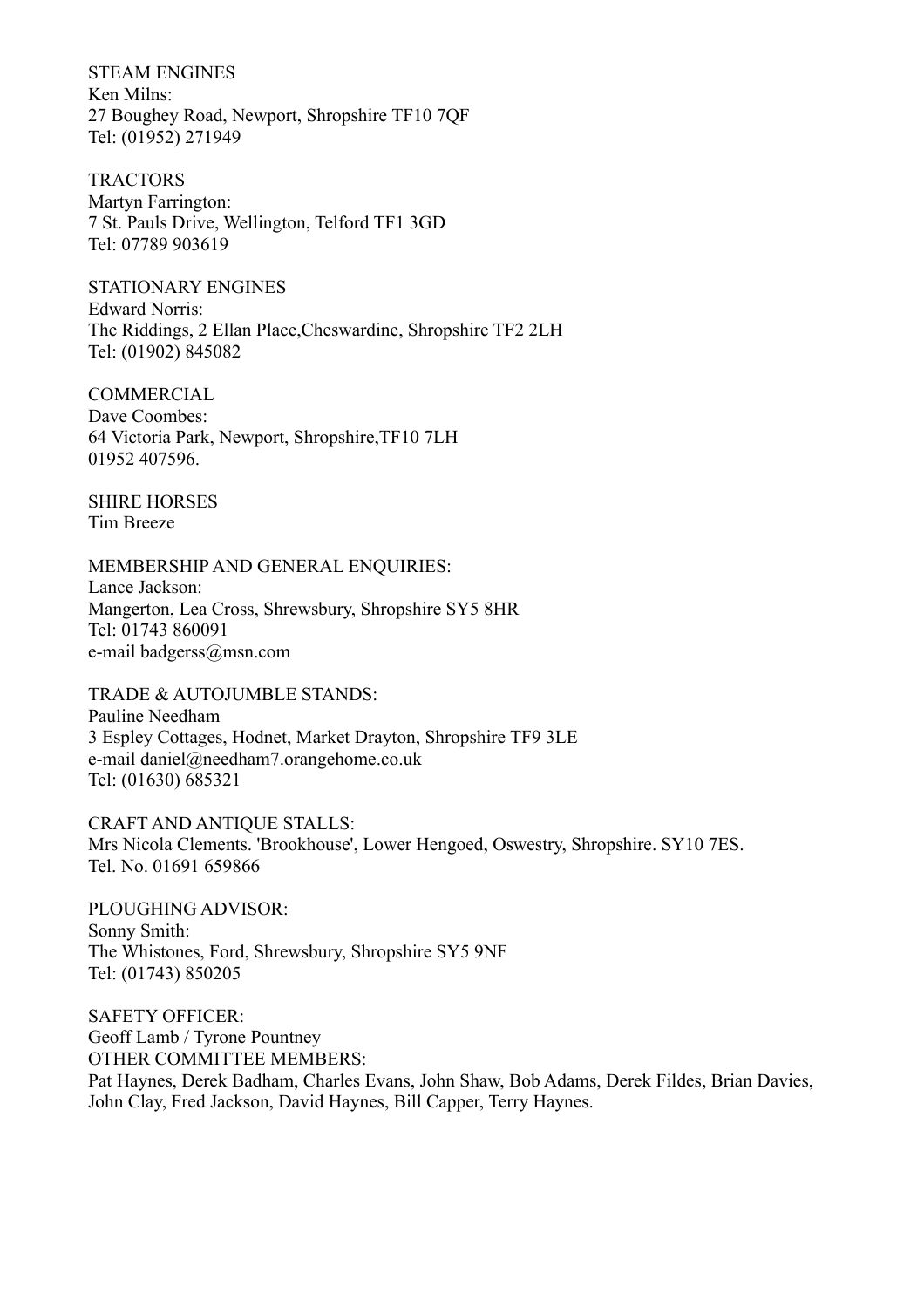STEAM ENGINES
Ken Milns:
27 Boughey Road, Newport, Shropshire TF10 7QF
Tel: (01952) 271949

TRACTORS
Martyn Farrington:
7 St. Pauls Drive, Wellington, Telford TF1 3GD
Tel: 07789 903619

STATIONARY ENGINES
Edward Norris:
The Riddings, 2 Ellan Place,Cheswardine, Shropshire TF2 2LH
Tel: (01902) 845082

COMMERCIAL
Dave Coombes:
64 Victoria Park, Newport, Shropshire,TF10 7LH
01952 407596.

SHIRE HORSES
Tim Breeze

MEMBERSHIP AND GENERAL ENQUIRIES:
Lance Jackson:
Mangerton, Lea Cross, Shrewsbury, Shropshire SY5 8HR
Tel: 01743 860091
e-mail badgerss@msn.com

TRADE & AUTOJUMBLE STANDS:
Pauline Needham
3 Espley Cottages, Hodnet, Market Drayton, Shropshire TF9 3LE
e-mail daniel@needham7.orangehome.co.uk
Tel: (01630) 685321

CRAFT AND ANTIQUE STALLS:
Mrs Nicola Clements. 'Brookhouse', Lower Hengoed, Oswestry, Shropshire. SY10 7ES.
Tel. No. 01691 659866

PLOUGHING ADVISOR:
Sonny Smith:
The Whistones, Ford, Shrewsbury, Shropshire SY5 9NF
Tel: (01743) 850205

SAFETY OFFICER:
Geoff Lamb / Tyrone Pountney
OTHER COMMITTEE MEMBERS:
Pat Haynes, Derek Badham, Charles Evans, John Shaw, Bob Adams, Derek Fildes, Brian Davies, John Clay, Fred Jackson, David Haynes, Bill Capper, Terry Haynes.